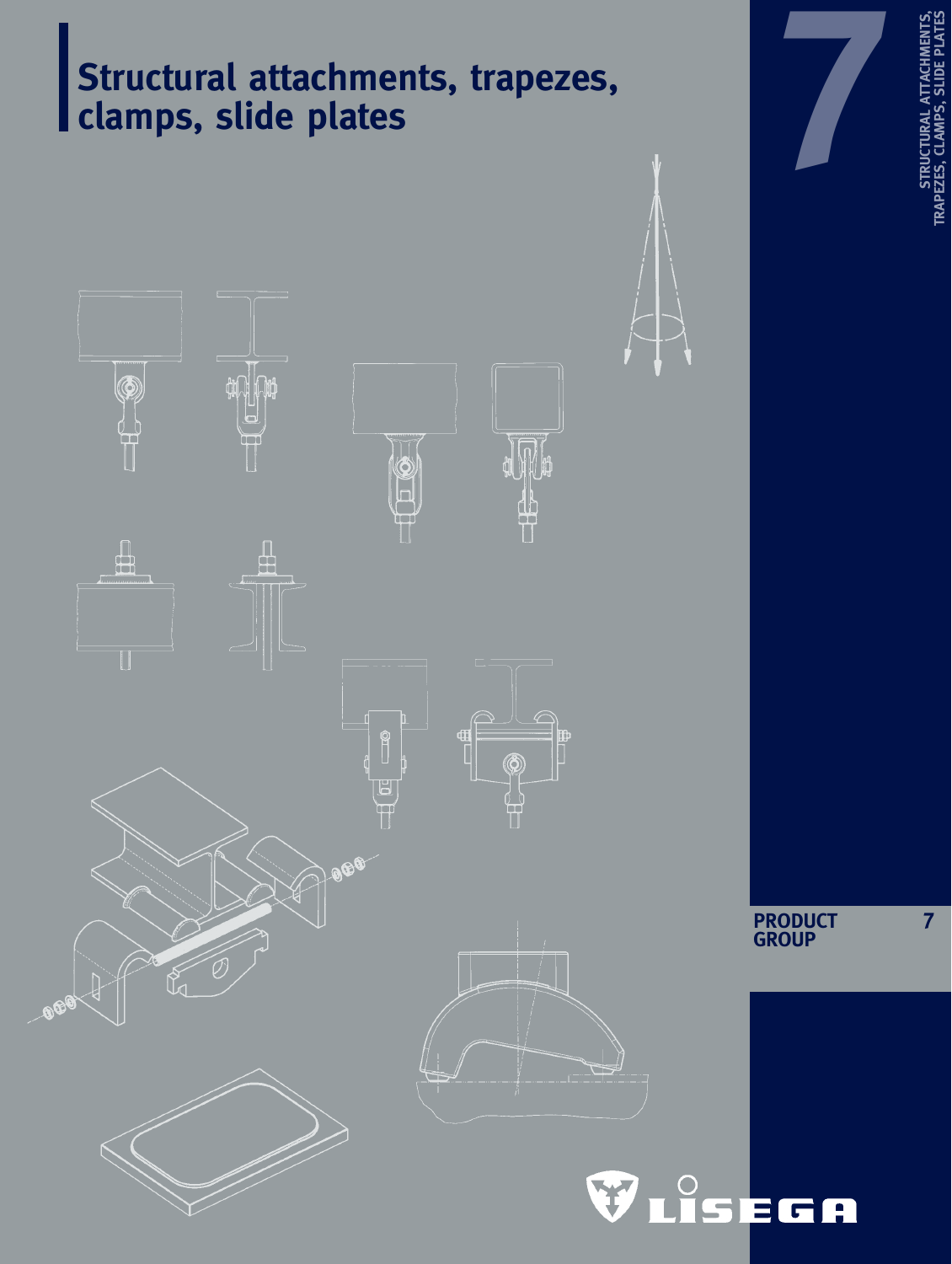# Structural attachments, trapezes, clamps, slide plates

7

STRUCTURAL ATTACHMENTS, TRAPEZES, CLAMPS, SLIDE PLATES

PRODUCT GROUP 7

LISEGA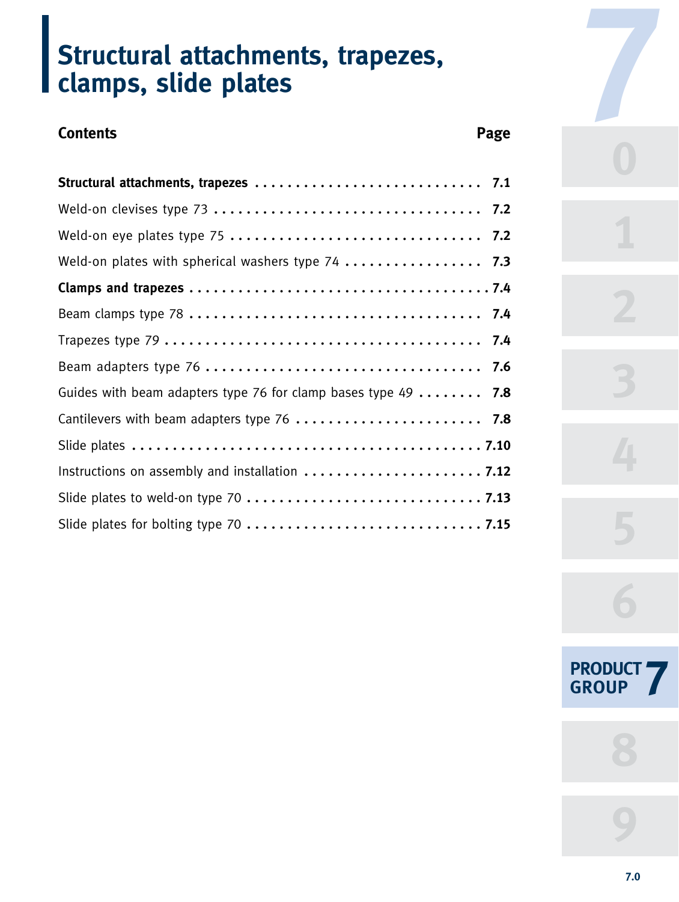# Structural attachments, trapezes, clamps, slide plates

| Contents | Page |
|---|---|
| **Structural attachments, trapezes** | **7.1** |
| Weld-on clevises type 73 | **7.2** |
| Weld-on eye plates type 75 | **7.2** |
| Weld-on plates with spherical washers type 74 | **7.3** |
| **Clamps and trapezes** | **7.4** |
| Beam clamps type 78 | **7.4** |
| Trapezes type 79 | **7.4** |
| Beam adapters type 76 | **7.6** |
| Guides with beam adapters type 76 for clamp bases type 49 | **7.8** |
| Cantilevers with beam adapters type 76 | **7.8** |
| Slide plates | **7.10** |
| Instructions on assembly and installation | **7.12** |
| Slide plates to weld-on type 70 | **7.13** |
| Slide plates for bolting type 70 | **7.15** |

PRODUCT GROUP 7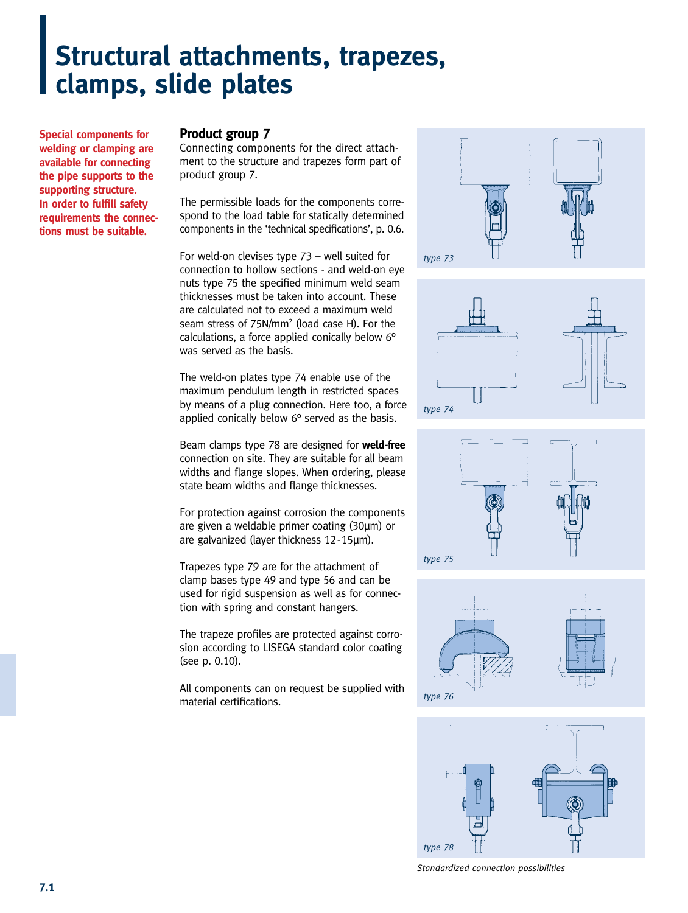# Structural attachments, trapezes, clamps, slide plates

**Special components for welding or clamping are available for connecting the pipe supports to the supporting structure. In order to fulfill safety requirements the connections must be suitable.**

## Product group 7

Connecting components for the direct attachment to the structure and trapezes form part of product group 7.

The permissible loads for the components correspond to the load table for statically determined components in the 'technical specifications', p. 0.6.

For weld-on clevises type 73 – well suited for connection to hollow sections - and weld-on eye nuts type 75 the specified minimum weld seam thicknesses must be taken into account. These are calculated not to exceed a maximum weld seam stress of 75N/mm² (load case H). For the calculations, a force applied conically below 6° was served as the basis.

The weld-on plates type 74 enable use of the maximum pendulum length in restricted spaces by means of a plug connection. Here too, a force applied conically below 6° served as the basis.

Beam clamps type 78 are designed for **weld-free** connection on site. They are suitable for all beam widths and flange slopes. When ordering, please state beam widths and flange thicknesses.

For protection against corrosion the components are given a weldable primer coating (30µm) or are galvanized (layer thickness 12-15µm).

Trapezes type 79 are for the attachment of clamp bases type 49 and type 56 and can be used for rigid suspension as well as for connection with spring and constant hangers.

The trapeze profiles are protected against corrosion according to LISEGA standard color coating (see p. 0.10).

All components can on request be supplied with material certifications.

*type 73*

*type 74*

*type 75*

*type 76*

*type 78*

*Standardized connection possibilities*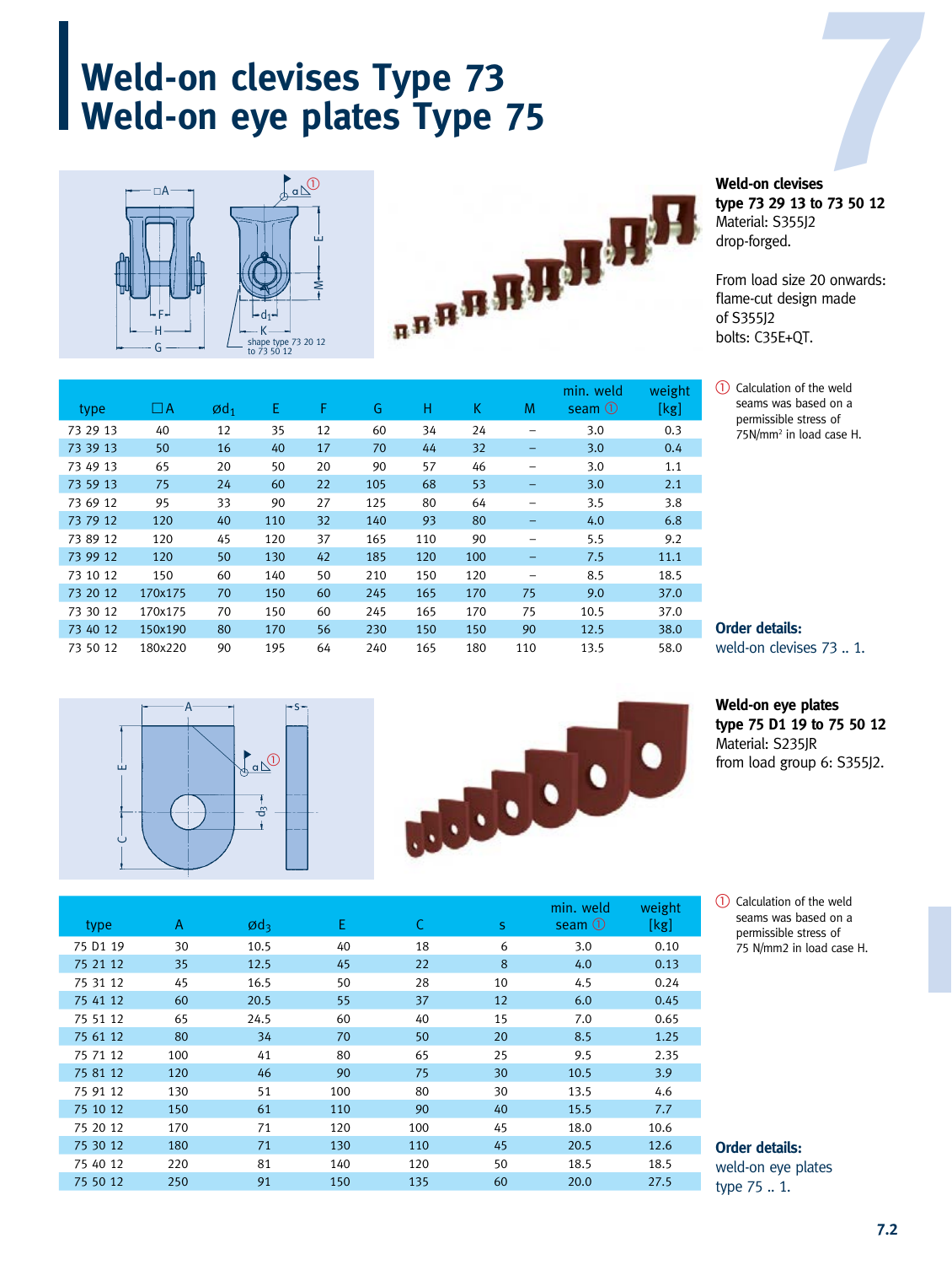# Weld-on clevises Type 73
# Weld-on eye plates Type 75

**Weld-on clevises**
**type 73 29 13 to 73 50 12**
Material: S355J2
drop-forged.

From load size 20 onwards:
flame-cut design made
of S355J2
bolts: C35E+QT.

| type | □A | ø$d_1$ | E | F | G | H | K | M | min. weld seam ① | weight [kg] |
|---|---|---|---|---|---|---|---|---|---|---|
| 73 29 13 | 40 | 12 | 35 | 12 | 60 | 34 | 24 | – | 3.0 | 0.3 |
| 73 39 13 | 50 | 16 | 40 | 17 | 70 | 44 | 32 | – | 3.0 | 0.4 |
| 73 49 13 | 65 | 20 | 50 | 20 | 90 | 57 | 46 | – | 3.0 | 1.1 |
| 73 59 13 | 75 | 24 | 60 | 22 | 105 | 68 | 53 | – | 3.0 | 2.1 |
| 73 69 12 | 95 | 33 | 90 | 27 | 125 | 80 | 64 | – | 3.5 | 3.8 |
| 73 79 12 | 120 | 40 | 110 | 32 | 140 | 93 | 80 | – | 4.0 | 6.8 |
| 73 89 12 | 120 | 45 | 120 | 37 | 165 | 110 | 90 | – | 5.5 | 9.2 |
| 73 99 12 | 120 | 50 | 130 | 42 | 185 | 120 | 100 | – | 7.5 | 11.1 |
| 73 10 12 | 150 | 60 | 140 | 50 | 210 | 150 | 120 | – | 8.5 | 18.5 |
| 73 20 12 | 170x175 | 70 | 150 | 60 | 245 | 165 | 170 | 75 | 9.0 | 37.0 |
| 73 30 12 | 170x175 | 70 | 150 | 60 | 245 | 165 | 170 | 75 | 10.5 | 37.0 |
| 73 40 12 | 150x190 | 80 | 170 | 56 | 230 | 150 | 150 | 90 | 12.5 | 38.0 |
| 73 50 12 | 180x220 | 90 | 195 | 64 | 240 | 165 | 180 | 110 | 13.5 | 58.0 |

① Calculation of the weld seams was based on a permissible stress of 75N/mm² in load case H.

**Order details:**
weld-on clevises 73 .. 1.

**Weld-on eye plates**
**type 75 D1 19 to 75 50 12**
Material: S235JR
from load group 6: S355J2.

| type | A | ø$d_3$ | E | C | s | min. weld seam ① | weight [kg] |
|---|---|---|---|---|---|---|---|
| 75 D1 19 | 30 | 10.5 | 40 | 18 | 6 | 3.0 | 0.10 |
| 75 21 12 | 35 | 12.5 | 45 | 22 | 8 | 4.0 | 0.13 |
| 75 31 12 | 45 | 16.5 | 50 | 28 | 10 | 4.5 | 0.24 |
| 75 41 12 | 60 | 20.5 | 55 | 37 | 12 | 6.0 | 0.45 |
| 75 51 12 | 65 | 24.5 | 60 | 40 | 15 | 7.0 | 0.65 |
| 75 61 12 | 80 | 34 | 70 | 50 | 20 | 8.5 | 1.25 |
| 75 71 12 | 100 | 41 | 80 | 65 | 25 | 9.5 | 2.35 |
| 75 81 12 | 120 | 46 | 90 | 75 | 30 | 10.5 | 3.9 |
| 75 91 12 | 130 | 51 | 100 | 80 | 30 | 13.5 | 4.6 |
| 75 10 12 | 150 | 61 | 110 | 90 | 40 | 15.5 | 7.7 |
| 75 20 12 | 170 | 71 | 120 | 100 | 45 | 18.0 | 10.6 |
| 75 30 12 | 180 | 71 | 130 | 110 | 45 | 20.5 | 12.6 |
| 75 40 12 | 220 | 81 | 140 | 120 | 50 | 18.5 | 18.5 |
| 75 50 12 | 250 | 91 | 150 | 135 | 60 | 20.0 | 27.5 |

① Calculation of the weld seams was based on a permissible stress of 75 N/mm2 in load case H.

**Order details:**
weld-on eye plates type 75 .. 1.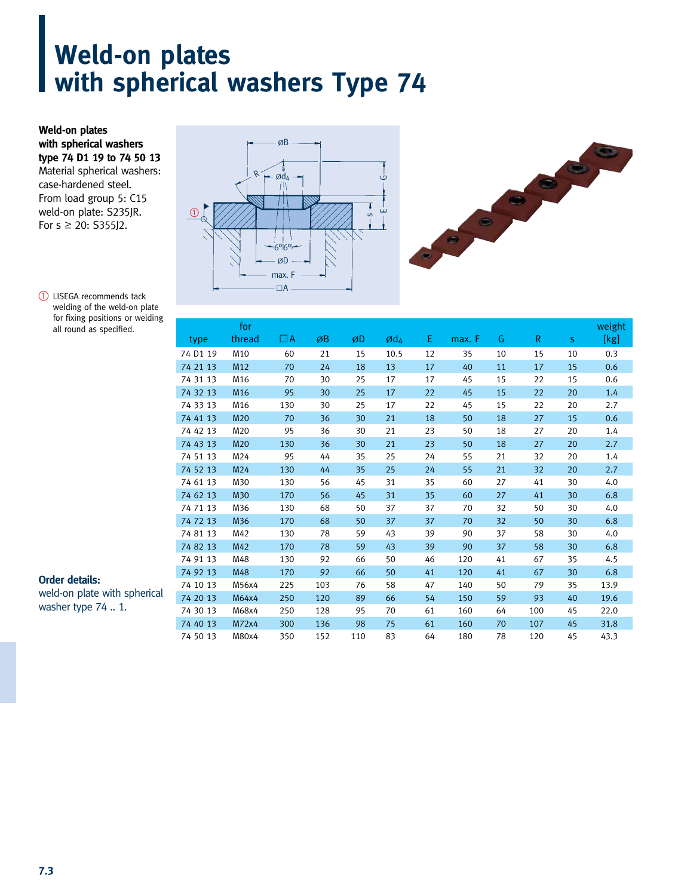# Weld-on plates with spherical washers Type 74

**Weld-on plates with spherical washers type 74 D1 19 to 74 50 13**
Material spherical washers: case-hardened steel.
From load group 5: C15
weld-on plate: S235JR.
For s ≥ 20: S355J2.

① LISEGA recommends tack welding of the weld-on plate for fixing positions or welding all round as specified.

| type | for thread | □A | øB | øD | ø$d_4$ | E | max. F | G | R | s | weight [kg] |
|---|---|---|---|---|---|---|---|---|---|---|---|
| 74 D1 19 | M10 | 60 | 21 | 15 | 10.5 | 12 | 35 | 10 | 15 | 10 | 0.3 |
| 74 21 13 | M12 | 70 | 24 | 18 | 13 | 17 | 40 | 11 | 17 | 15 | 0.6 |
| 74 31 13 | M16 | 70 | 30 | 25 | 17 | 17 | 45 | 15 | 22 | 15 | 0.6 |
| 74 32 13 | M16 | 95 | 30 | 25 | 17 | 22 | 45 | 15 | 22 | 20 | 1.4 |
| 74 33 13 | M16 | 130 | 30 | 25 | 17 | 22 | 45 | 15 | 22 | 20 | 2.7 |
| 74 41 13 | M20 | 70 | 36 | 30 | 21 | 18 | 50 | 18 | 27 | 15 | 0.6 |
| 74 42 13 | M20 | 95 | 36 | 30 | 21 | 23 | 50 | 18 | 27 | 20 | 1.4 |
| 74 43 13 | M20 | 130 | 36 | 30 | 21 | 23 | 50 | 18 | 27 | 20 | 2.7 |
| 74 51 13 | M24 | 95 | 44 | 35 | 25 | 24 | 55 | 21 | 32 | 20 | 1.4 |
| 74 52 13 | M24 | 130 | 44 | 35 | 25 | 24 | 55 | 21 | 32 | 20 | 2.7 |
| 74 61 13 | M30 | 130 | 56 | 45 | 31 | 35 | 60 | 27 | 41 | 30 | 4.0 |
| 74 62 13 | M30 | 170 | 56 | 45 | 31 | 35 | 60 | 27 | 41 | 30 | 6.8 |
| 74 71 13 | M36 | 130 | 68 | 50 | 37 | 37 | 70 | 32 | 50 | 30 | 4.0 |
| 74 72 13 | M36 | 170 | 68 | 50 | 37 | 37 | 70 | 32 | 50 | 30 | 6.8 |
| 74 81 13 | M42 | 130 | 78 | 59 | 43 | 39 | 90 | 37 | 58 | 30 | 4.0 |
| 74 82 13 | M42 | 170 | 78 | 59 | 43 | 39 | 90 | 37 | 58 | 30 | 6.8 |
| 74 91 13 | M48 | 130 | 92 | 66 | 50 | 46 | 120 | 41 | 67 | 35 | 4.5 |
| 74 92 13 | M48 | 170 | 92 | 66 | 50 | 41 | 120 | 41 | 67 | 30 | 6.8 |
| 74 10 13 | M56x4 | 225 | 103 | 76 | 58 | 47 | 140 | 50 | 79 | 35 | 13.9 |
| 74 20 13 | M64x4 | 250 | 120 | 89 | 66 | 54 | 150 | 59 | 93 | 40 | 19.6 |
| 74 30 13 | M68x4 | 250 | 128 | 95 | 70 | 61 | 160 | 64 | 100 | 45 | 22.0 |
| 74 40 13 | M72x4 | 300 | 136 | 98 | 75 | 61 | 160 | 70 | 107 | 45 | 31.8 |
| 74 50 13 | M80x4 | 350 | 152 | 110 | 83 | 64 | 180 | 78 | 120 | 45 | 43.3 |

**Order details:**
weld-on plate with spherical washer type 74 .. 1.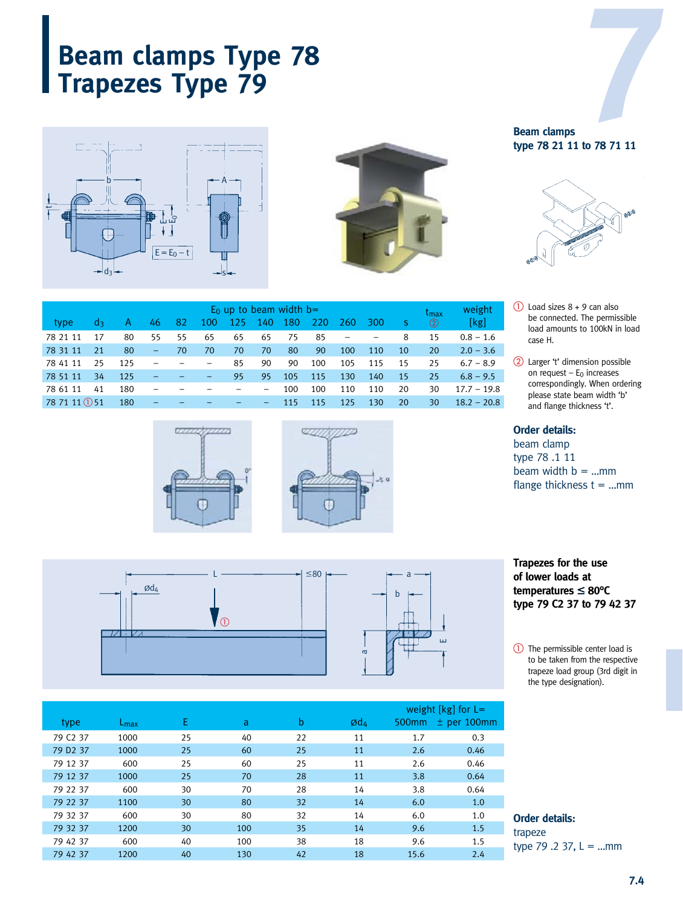# Beam clamps Type 78
# Trapezes Type 79

**Beam clamps**
**type 78 21 11 to 78 71 11**

| type | $d_3$ | A | $E_0$ up to beam width b= 46 | 82 | 100 | 125 | 140 | 180 | 220 | 260 | 300 | s | $t_{max}$ ② | weight [kg] |
|---|---|---|---|---|---|---|---|---|---|---|---|---|---|---|
| 78 21 11 | 17 | 80 | 55 | 55 | 65 | 65 | 65 | 75 | 85 | – | – | 8 | 15 | 0.8 – 1.6 |
| 78 31 11 | 21 | 80 | – | 70 | 70 | 70 | 70 | 80 | 90 | 100 | 110 | 10 | 20 | 2.0 – 3.6 |
| 78 41 11 | 25 | 125 | – | – | – | 85 | 90 | 90 | 100 | 105 | 115 | 15 | 25 | 6.7 – 8.9 |
| 78 51 11 | 34 | 125 | – | – | – | 95 | 95 | 105 | 115 | 130 | 140 | 15 | 25 | 6.8 – 9.5 |
| 78 61 11 | 41 | 180 | – | – | – | – | – | 100 | 100 | 110 | 110 | 20 | 30 | 17.7 – 19.8 |
| 78 71 11 ① | 51 | 180 | – | – | – | – | – | 115 | 115 | 125 | 130 | 20 | 30 | 18.2 – 20.8 |

① Load sizes 8 + 9 can also be connected. The permissible load amounts to 100kN in load case H.

② Larger 't' dimension possible on request – $E_0$ increases correspondingly. When ordering please state beam width 'b' and flange thickness 't'.

**Order details:**
beam clamp
type 78 .1 11
beam width b = ...mm
flange thickness t = ...mm

**Trapezes for the use of lower loads at temperatures ≤ 80ºC**
**type 79 C2 37 to 79 42 37**

① The permissible center load is to be taken from the respective trapeze load group (3rd digit in the type designation).

| type | $L_{max}$ | E | a | b | $ød_4$ | weight [kg] for L= 500mm | ± per 100mm |
|---|---|---|---|---|---|---|---|
| 79 C2 37 | 1000 | 25 | 40 | 22 | 11 | 1.7 | 0.3 |
| 79 D2 37 | 1000 | 25 | 60 | 25 | 11 | 2.6 | 0.46 |
| 79 12 37 | 600 | 25 | 60 | 25 | 11 | 2.6 | 0.46 |
| 79 12 37 | 1000 | 25 | 70 | 28 | 11 | 3.8 | 0.64 |
| 79 22 37 | 600 | 30 | 70 | 28 | 14 | 3.8 | 0.64 |
| 79 22 37 | 1100 | 30 | 80 | 32 | 14 | 6.0 | 1.0 |
| 79 32 37 | 600 | 30 | 80 | 32 | 14 | 6.0 | 1.0 |
| 79 32 37 | 1200 | 30 | 100 | 35 | 14 | 9.6 | 1.5 |
| 79 42 37 | 600 | 40 | 100 | 38 | 18 | 9.6 | 1.5 |
| 79 42 37 | 1200 | 40 | 130 | 42 | 18 | 15.6 | 2.4 |

**Order details:**
trapeze
type 79 .2 37, L = ...mm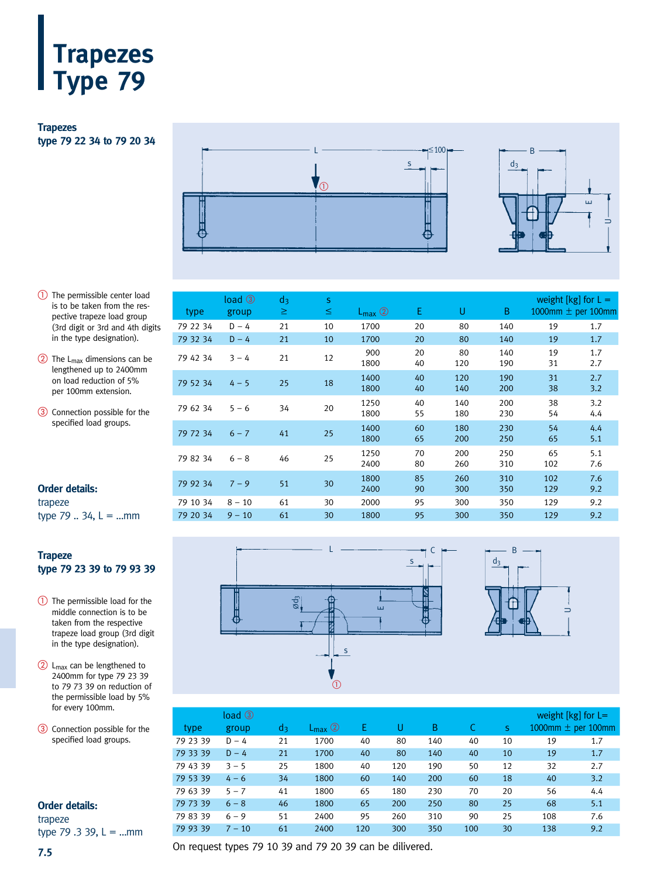# Trapezes Type 79

## Trapezes type 79 22 34 to 79 20 34

① The permissible center load is to be taken from the respective trapeze load group (3rd digit or 3rd and 4th digits in the type designation).

② The $L_{max}$ dimensions can be lengthened up to 2400mm on load reduction of 5% per 100mm extension.

③ Connection possible for the specified load groups.

| type | load ③ group | $d_3$ ≥ | s ≤ | $L_{max}$ ② | E | U | B | weight [kg] for L = 1000mm | ± per 100mm |
|---|---|---|---|---|---|---|---|---|---|
| 79 22 34 | D – 4 | 21 | 10 | 1700 | 20 | 80 | 140 | 19 | 1.7 |
| 79 32 34 | D – 4 | 21 | 10 | 1700 | 20 | 80 | 140 | 19 | 1.7 |
| 79 42 34 | 3 – 4 | 21 | 12 | 900<br>1800 | 20<br>40 | 80<br>120 | 140<br>190 | 19<br>31 | 1.7<br>2.7 |
| 79 52 34 | 4 – 5 | 25 | 18 | 1400<br>1800 | 40<br>40 | 120<br>140 | 190<br>200 | 31<br>38 | 2.7<br>3.2 |
| 79 62 34 | 5 – 6 | 34 | 20 | 1250<br>1800 | 40<br>55 | 140<br>180 | 200<br>230 | 38<br>54 | 3.2<br>4.4 |
| 79 72 34 | 6 – 7 | 41 | 25 | 1400<br>1800 | 60<br>65 | 180<br>200 | 230<br>250 | 54<br>65 | 4.4<br>5.1 |
| 79 82 34 | 6 – 8 | 46 | 25 | 1250<br>2400 | 70<br>80 | 200<br>260 | 250<br>310 | 65<br>102 | 5.1<br>7.6 |
| 79 92 34 | 7 – 9 | 51 | 30 | 1800<br>2400 | 85<br>90 | 260<br>300 | 310<br>350 | 102<br>129 | 7.6<br>9.2 |
| 79 10 34 | 8 – 10 | 61 | 30 | 2000 | 95 | 300 | 350 | 129 | 9.2 |
| 79 20 34 | 9 – 10 | 61 | 30 | 1800 | 95 | 300 | 350 | 129 | 9.2 |

**Order details:**
trapeze
type 79 .. 34, L = ...mm

## Trapeze type 79 23 39 to 79 93 39

① The permissible load for the middle connection is to be taken from the respective trapeze load group (3rd digit in the type designation).

② $L_{max}$ can be lengthened to 2400mm for type 79 23 39 to 79 73 39 on reduction of the permissible load by 5% for every 100mm.

③ Connection possible for the specified load groups.

| type | load ③ group | $d_3$ | $L_{max}$ ② | E | U | B | C | s | weight [kg] for L= 1000mm | ± per 100mm |
|---|---|---|---|---|---|---|---|---|---|---|
| 79 23 39 | D – 4 | 21 | 1700 | 40 | 80 | 140 | 40 | 10 | 19 | 1.7 |
| 79 33 39 | D – 4 | 21 | 1700 | 40 | 80 | 140 | 40 | 10 | 19 | 1.7 |
| 79 43 39 | 3 – 5 | 25 | 1800 | 40 | 120 | 190 | 50 | 12 | 32 | 2.7 |
| 79 53 39 | 4 – 6 | 34 | 1800 | 60 | 140 | 200 | 60 | 18 | 40 | 3.2 |
| 79 63 39 | 5 – 7 | 41 | 1800 | 65 | 180 | 230 | 70 | 20 | 56 | 4.4 |
| 79 73 39 | 6 – 8 | 46 | 1800 | 65 | 200 | 250 | 80 | 25 | 68 | 5.1 |
| 79 83 39 | 6 – 9 | 51 | 2400 | 95 | 260 | 310 | 90 | 25 | 108 | 7.6 |
| 79 93 39 | 7 – 10 | 61 | 2400 | 120 | 300 | 350 | 100 | 30 | 138 | 9.2 |

On request types 79 10 39 and 79 20 39 can be dilivered.

**Order details:**
trapeze
type 79 .3 39, L = ...mm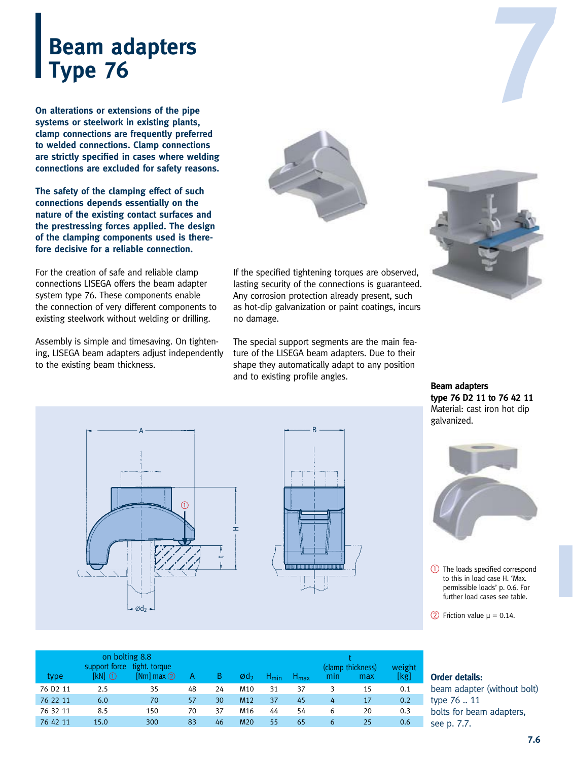# Beam adapters Type 76

**On alterations or extensions of the pipe systems or steelwork in existing plants, clamp connections are frequently preferred to welded connections. Clamp connections are strictly specified in cases where welding connections are excluded for safety reasons.**

**The safety of the clamping effect of such connections depends essentially on the nature of the existing contact surfaces and the prestressing forces applied. The design of the clamping components used is therefore decisive for a reliable connection.**

For the creation of safe and reliable clamp connections LISEGA offers the beam adapter system type 76. These components enable the connection of very different components to existing steelwork without welding or drilling.

Assembly is simple and timesaving. On tightening, LISEGA beam adapters adjust independently to the existing beam thickness.

If the specified tightening torques are observed, lasting security of the connections is guaranteed. Any corrosion protection already present, such as hot-dip galvanization or paint coatings, incurs no damage.

The special support segments are the main feature of the LISEGA beam adapters. Due to their shape they automatically adapt to any position and to existing profile angles.

**Beam adapters type 76 D2 11 to 76 42 11**
Material: cast iron hot dip galvanized.

① The loads specified correspond to this in load case H. 'Max. permissible loads' p. 0.6. For further load cases see table.

② Friction value μ = 0.14.

| type | on bolting 8.8 support force [kN] ① | tight. torque [Nm] max ② | A | B | $Ød_2$ | $H_{min}$ | $H_{max}$ | t (clamp thickness) min | max | weight [kg] |
|---|---|---|---|---|---|---|---|---|---|---|
| 76 D2 11 | 2.5 | 35 | 48 | 24 | M10 | 31 | 37 | 3 | 15 | 0.1 |
| 76 22 11 | 6.0 | 70 | 57 | 30 | M12 | 37 | 45 | 4 | 17 | 0.2 |
| 76 32 11 | 8.5 | 150 | 70 | 37 | M16 | 44 | 54 | 6 | 20 | 0.3 |
| 76 42 11 | 15.0 | 300 | 83 | 46 | M20 | 55 | 65 | 6 | 25 | 0.6 |

**Order details:**
beam adapter (without bolt) type 76 .. 11
bolts for beam adapters, see p. 7.7.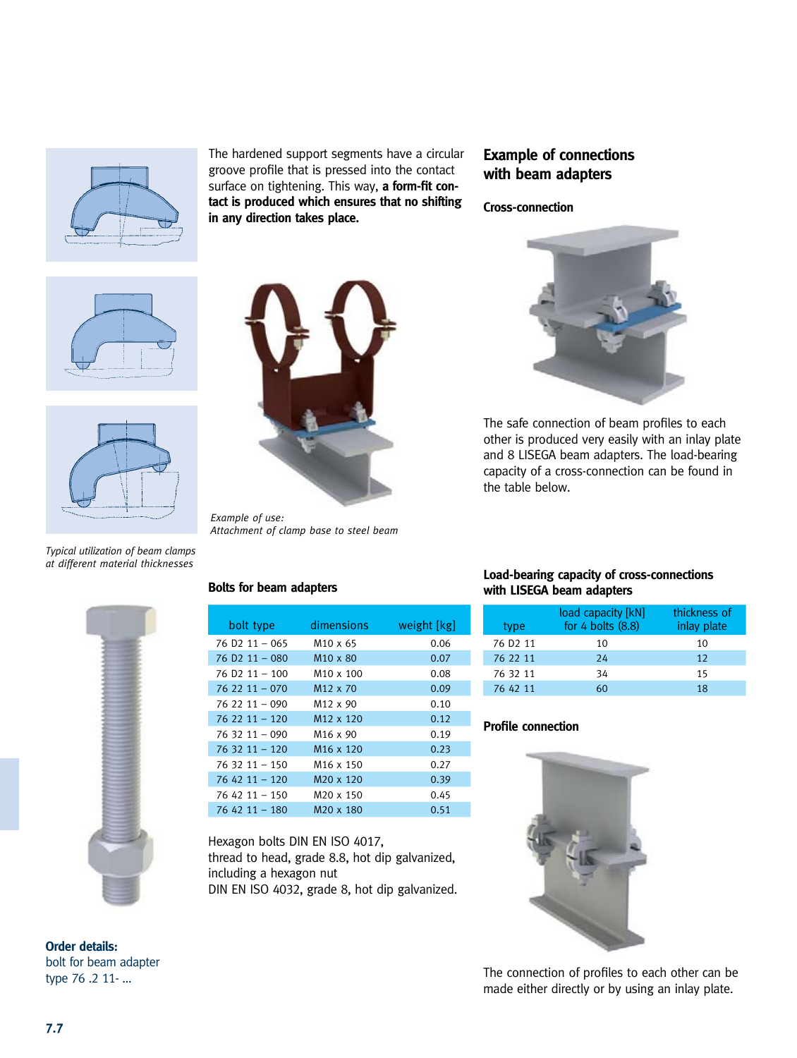The hardened support segments have a circular groove profile that is pressed into the contact surface on tightening. This way, **a form-fit contact is produced which ensures that no shifting in any direction takes place.**

*Typical utilization of beam clamps at different material thicknesses*

*Example of use:*
*Attachment of clamp base to steel beam*

## Example of connections with beam adapters

### Cross-connection

The safe connection of beam profiles to each other is produced very easily with an inlay plate and 8 LISEGA beam adapters. The load-bearing capacity of a cross-connection can be found in the table below.

### Bolts for beam adapters

| bolt type | dimensions | weight [kg] |
|---|---|---|
| 76 D2 11 – 065 | M10 x 65 | 0.06 |
| 76 D2 11 – 080 | M10 x 80 | 0.07 |
| 76 D2 11 – 100 | M10 x 100 | 0.08 |
| 76 22 11 – 070 | M12 x 70 | 0.09 |
| 76 22 11 – 090 | M12 x 90 | 0.10 |
| 76 22 11 – 120 | M12 x 120 | 0.12 |
| 76 32 11 – 090 | M16 x 90 | 0.19 |
| 76 32 11 – 120 | M16 x 120 | 0.23 |
| 76 32 11 – 150 | M16 x 150 | 0.27 |
| 76 42 11 – 120 | M20 x 120 | 0.39 |
| 76 42 11 – 150 | M20 x 150 | 0.45 |
| 76 42 11 – 180 | M20 x 180 | 0.51 |

Hexagon bolts DIN EN ISO 4017,
thread to head, grade 8.8, hot dip galvanized,
including a hexagon nut
DIN EN ISO 4032, grade 8, hot dip galvanized.

**Order details:**
bolt for beam adapter
type 76 .2 11- ...

### Load-bearing capacity of cross-connections with LISEGA beam adapters

| type | load capacity [kN] for 4 bolts (8.8) | thickness of inlay plate |
|---|---|---|
| 76 D2 11 | 10 | 10 |
| 76 22 11 | 24 | 12 |
| 76 32 11 | 34 | 15 |
| 76 42 11 | 60 | 18 |

### Profile connection

The connection of profiles to each other can be made either directly or by using an inlay plate.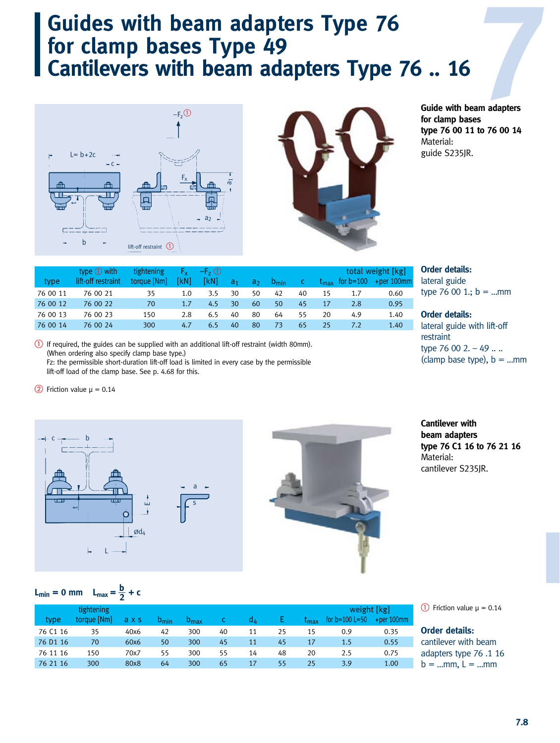# Guides with beam adapters Type 76 for clamp bases Type 49
# Cantilevers with beam adapters Type 76 .. 16

**Guide with beam adapters for clamp bases type 76 00 11 to 76 00 14**
Material:
guide S235JR.

| type | type ① with lift-off restraint | tightening torque [Nm] | $F_x$ [kN] | $-F_z$ ① [kN] | $a_1$ | $a_2$ | $b_{min}$ | c | $t_{max}$ | total weight [kg] for b=100 | +per 100mm |
|---|---|---|---|---|---|---|---|---|---|---|---|
| 76 00 11 | 76 00 21 | 35 | 1.0 | 3.5 | 30 | 50 | 42 | 40 | 15 | 1.7 | 0.60 |
| 76 00 12 | 76 00 22 | 70 | 1.7 | 4.5 | 30 | 60 | 50 | 45 | 17 | 2.8 | 0.95 |
| 76 00 13 | 76 00 23 | 150 | 2.8 | 6.5 | 40 | 80 | 64 | 55 | 20 | 4.9 | 1.40 |
| 76 00 14 | 76 00 24 | 300 | 4.7 | 6.5 | 40 | 80 | 73 | 65 | 25 | 7.2 | 1.40 |

① If required, the guides can be supplied with an additional lift-off restraint (width 80mm). (When ordering also specify clamp base type.)
Fz: the permissible short-duration lift-off load is limited in every case by the permissible lift-off load of the clamp base. See p. 4.68 for this.

② Friction value μ = 0.14

**Order details:**
lateral guide
type 76 00 1.; b = ...mm

**Order details:**
lateral guide with lift-off restraint
type 76 00 2. – 49 .. ..
(clamp base type), b = ...mm

**Cantilever with beam adapters type 76 C1 16 to 76 21 16**
Material:
cantilever S235JR.

$L_{min}$ = 0 mm $L_{max} = \frac{b}{2} + c$

| type | tightening torque [Nm] | a x s | $b_{min}$ | $b_{max}$ | c | $d_4$ | E | $t_{max}$ | weight [kg] for b=100 L=50 | +per 100mm |
|---|---|---|---|---|---|---|---|---|---|---|
| 76 C1 16 | 35 | 40x6 | 42 | 300 | 40 | 11 | 25 | 15 | 0.9 | 0.35 |
| 76 D1 16 | 70 | 60x6 | 50 | 300 | 45 | 11 | 45 | 17 | 1.5 | 0.55 |
| 76 11 16 | 150 | 70x7 | 55 | 300 | 55 | 14 | 48 | 20 | 2.5 | 0.75 |
| 76 21 16 | 300 | 80x8 | 64 | 300 | 65 | 17 | 55 | 25 | 3.9 | 1.00 |

① Friction value μ = 0.14

**Order details:**
cantilever with beam adapters type 76 .1 16
b = ...mm, L = ...mm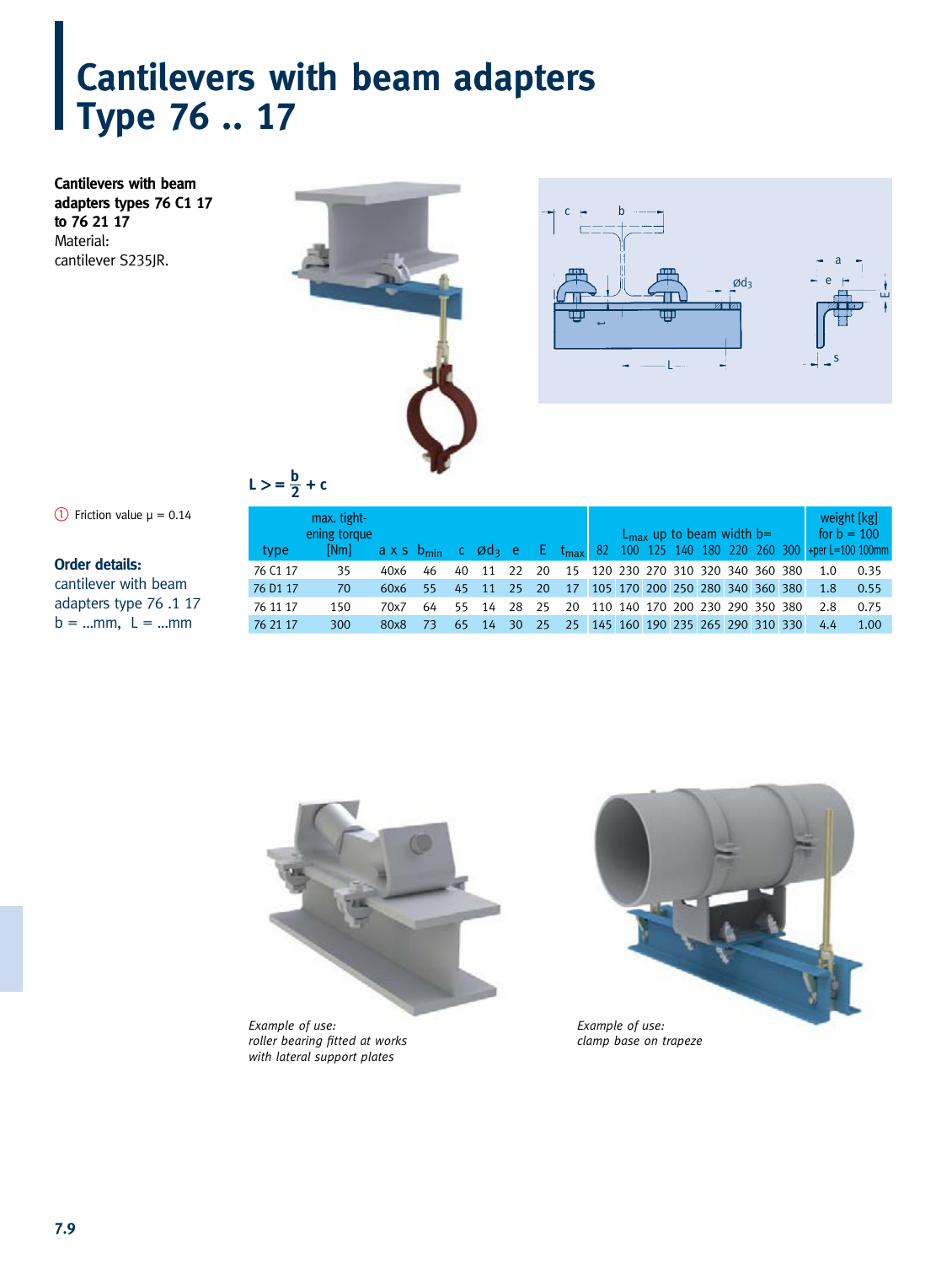# Cantilevers with beam adapters Type 76 .. 17

**Cantilevers with beam adapters types 76 C1 17 to 76 21 17**
Material:
cantilever S235JR.

$L >= \frac{b}{2} + c$

① Friction value μ = 0.14

**Order details:**
cantilever with beam adapters type 76 .1 17
b = ...mm, L = ...mm

| type | max. tightening torque [Nm] | a x s | $b_{min}$ | c | $Ød_3$ | e | E | $t_{max}$ | $L_{max}$ up to beam width b= 82 | 100 | 125 | 140 | 180 | 220 | 260 | 300 | weight [kg] for b = 100 | +per L=100 100mm |
|---|---|---|---|---|---|---|---|---|---|---|---|---|---|---|---|---|---|---|
| 76 C1 17 | 35 | 40x6 | 46 | 40 | 11 | 22 | 20 | 15 | 120 | 230 | 270 | 310 | 320 | 340 | 360 | 380 | 1.0 | 0.35 |
| 76 D1 17 | 70 | 60x6 | 55 | 45 | 11 | 25 | 20 | 17 | 105 | 170 | 200 | 250 | 280 | 340 | 360 | 380 | 1.8 | 0.55 |
| 76 11 17 | 150 | 70x7 | 64 | 55 | 14 | 28 | 25 | 20 | 110 | 140 | 170 | 200 | 230 | 290 | 350 | 380 | 2.8 | 0.75 |
| 76 21 17 | 300 | 80x8 | 73 | 65 | 14 | 30 | 25 | 25 | 145 | 160 | 190 | 235 | 265 | 290 | 310 | 330 | 4.4 | 1.00 |

*Example of use:*
*roller bearing fitted at works with lateral support plates*

*Example of use:*
*clamp base on trapeze*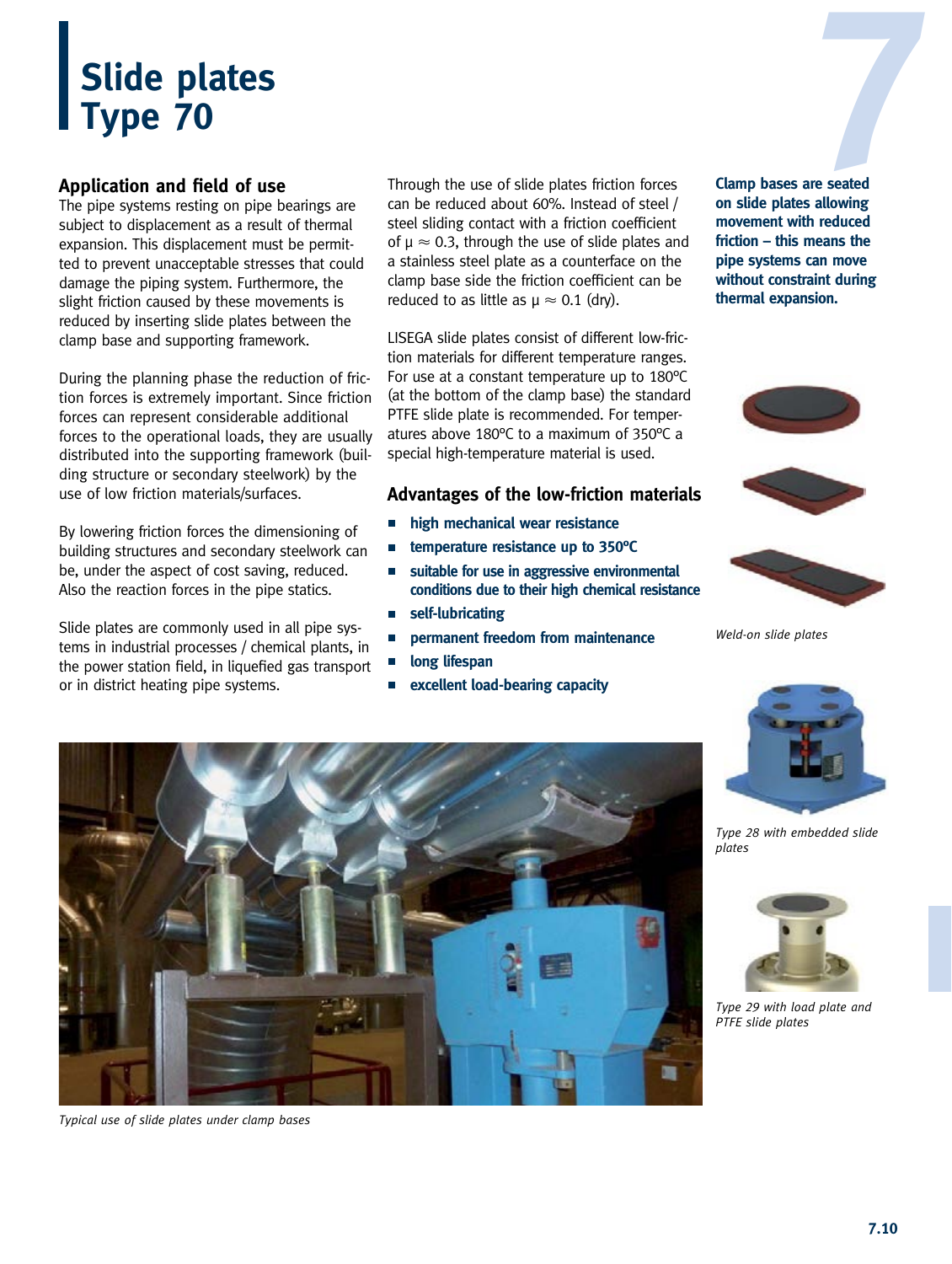# Slide plates Type 70

## Application and field of use

The pipe systems resting on pipe bearings are subject to displacement as a result of thermal expansion. This displacement must be permitted to prevent unacceptable stresses that could damage the piping system. Furthermore, the slight friction caused by these movements is reduced by inserting slide plates between the clamp base and supporting framework.

During the planning phase the reduction of friction forces is extremely important. Since friction forces can represent considerable additional forces to the operational loads, they are usually distributed into the supporting framework (building structure or secondary steelwork) by the use of low friction materials/surfaces.

By lowering friction forces the dimensioning of building structures and secondary steelwork can be, under the aspect of cost saving, reduced. Also the reaction forces in the pipe statics.

Slide plates are commonly used in all pipe systems in industrial processes / chemical plants, in the power station field, in liquefied gas transport or in district heating pipe systems.

Through the use of slide plates friction forces can be reduced about 60%. Instead of steel / steel sliding contact with a friction coefficient of $\mu \approx 0.3$, through the use of slide plates and a stainless steel plate as a counterface on the clamp base side the friction coefficient can be reduced to as little as $\mu \approx 0.1$ (dry).

LISEGA slide plates consist of different low-friction materials for different temperature ranges. For use at a constant temperature up to 180ºC (at the bottom of the clamp base) the standard PTFE slide plate is recommended. For temperatures above 180ºC to a maximum of 350ºC a special high-temperature material is used.

## Advantages of the low-friction materials

- **high mechanical wear resistance**
- **temperature resistance up to 350ºC**
- **suitable for use in aggressive environmental conditions due to their high chemical resistance**
- **self-lubricating**
- **permanent freedom from maintenance**
- **long lifespan**
- **excellent load-bearing capacity**

**Clamp bases are seated on slide plates allowing movement with reduced friction – this means the pipe systems can move without constraint during thermal expansion.**

*Weld-on slide plates*

*Type 28 with embedded slide plates*

*Type 29 with load plate and PTFE slide plates*

*Typical use of slide plates under clamp bases*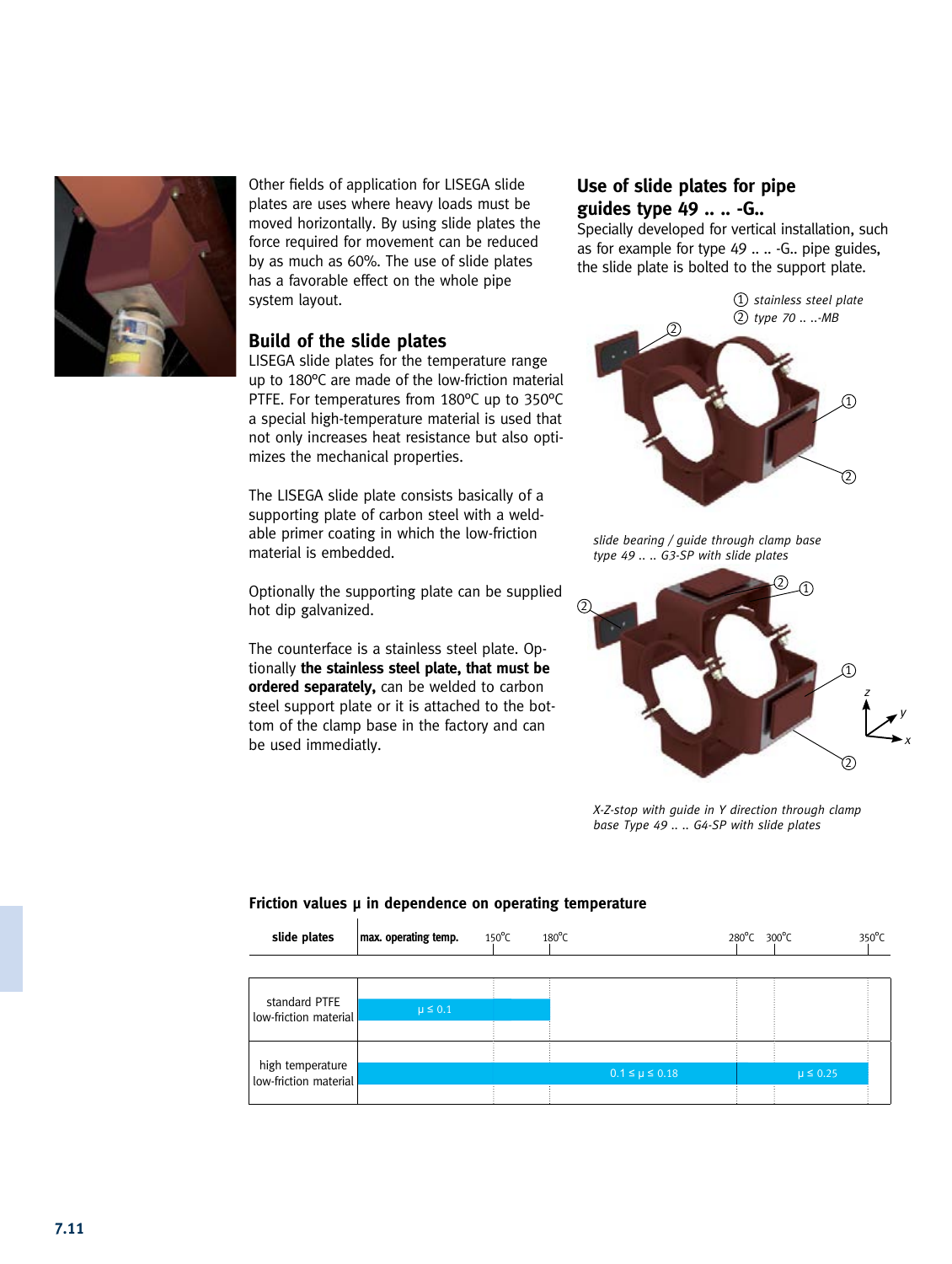Other fields of application for LISEGA slide plates are uses where heavy loads must be moved horizontally. By using slide plates the force required for movement can be reduced by as much as 60%. The use of slide plates has a favorable effect on the whole pipe system layout.

## Build of the slide plates

LISEGA slide plates for the temperature range up to 180°C are made of the low-friction material PTFE. For temperatures from 180°C up to 350°C a special high-temperature material is used that not only increases heat resistance but also optimizes the mechanical properties.

The LISEGA slide plate consists basically of a supporting plate of carbon steel with a weldable primer coating in which the low-friction material is embedded.

Optionally the supporting plate can be supplied hot dip galvanized.

The counterface is a stainless steel plate. Optionally **the stainless steel plate, that must be ordered separately,** can be welded to carbon steel support plate or it is attached to the bottom of the clamp base in the factory and can be used immediately.

## Use of slide plates for pipe guides type 49 .. .. -G..

Specially developed for vertical installation, such as for example for type 49 .. .. -G.. pipe guides, the slide plate is bolted to the support plate.

① stainless steel plate
② type 70 .. ..-MB

*slide bearing / guide through clamp base type 49 .. .. G3-SP with slide plates*

*X-Z-stop with guide in Y direction through clamp base Type 49 .. .. G4-SP with slide plates*

### Friction values μ in dependence on operating temperature

| slide plates | max. operating temp. up to 150°C | 180°C | 280°C | 300°C | 350°C |
|---|---|---|---|---|---|
| standard PTFE low-friction material | μ ≤ 0.1 (up to 180°C) | | | | |
| high temperature low-friction material | 0.1 ≤ μ ≤ 0.18 (up to 280°C) | | | μ ≤ 0.25 (280°C – 350°C) | |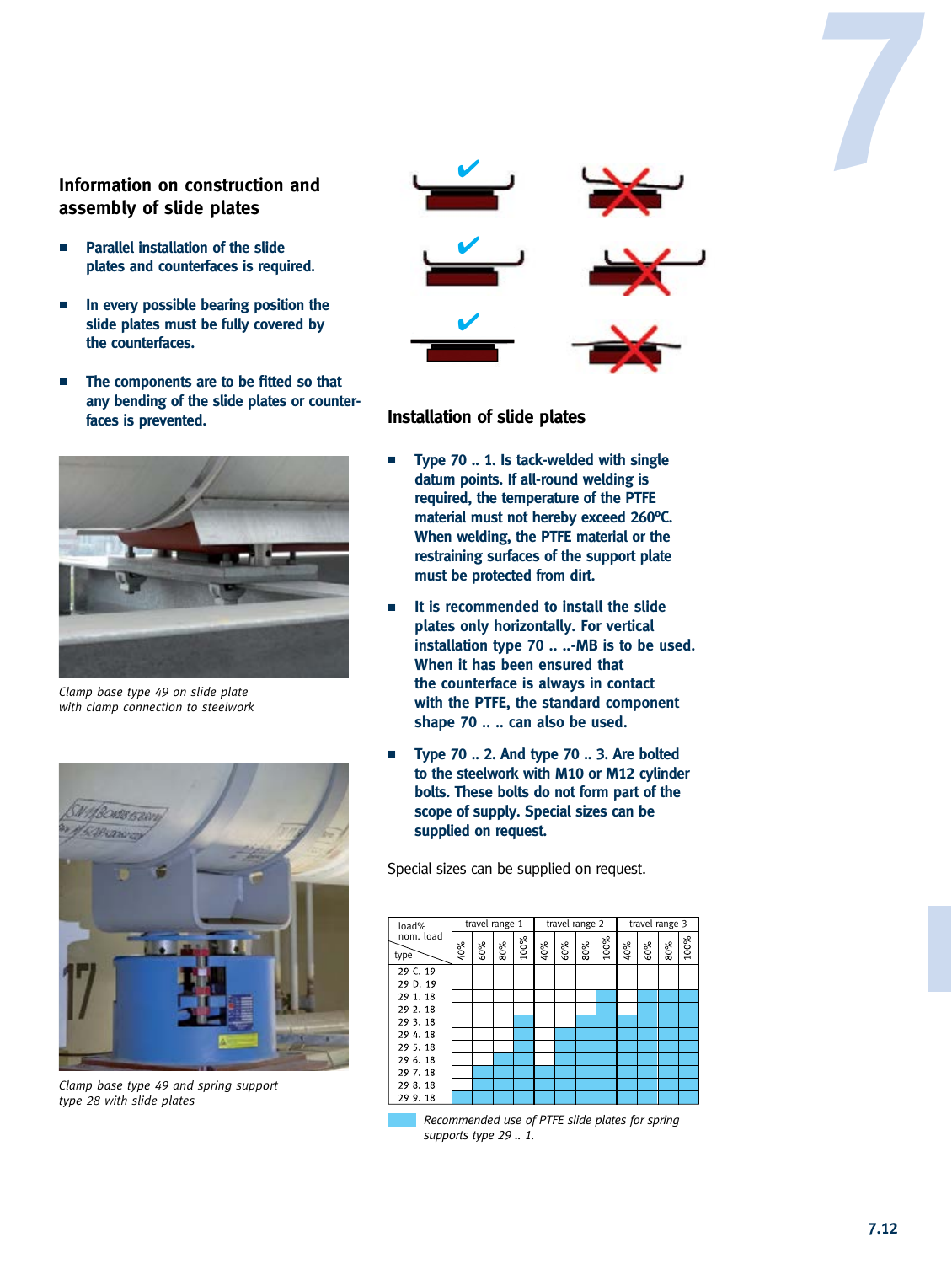## Information on construction and assembly of slide plates

- **Parallel installation of the slide plates and counterfaces is required.**
- **In every possible bearing position the slide plates must be fully covered by the counterfaces.**
- **The components are to be fitted so that any bending of the slide plates or counterfaces is prevented.**

*Clamp base type 49 on slide plate with clamp connection to steelwork*

*Clamp base type 49 and spring support type 28 with slide plates*

## Installation of slide plates

- **Type 70 .. 1. Is tack-welded with single datum points. If all-round welding is required, the temperature of the PTFE material must not hereby exceed 260°C. When welding, the PTFE material or the restraining surfaces of the support plate must be protected from dirt.**
- **It is recommended to install the slide plates only horizontally. For vertical installation type 70 .. ..-MB is to be used. When it has been ensured that the counterface is always in contact with the PTFE, the standard component shape 70 .. .. can also be used.**
- **Type 70 .. 2. And type 70 .. 3. Are bolted to the steelwork with M10 or M12 cylinder bolts. These bolts do not form part of the scope of supply. Special sizes can be supplied on request.**

Special sizes can be supplied on request.

| load% nom. load / type | travel range 1 | | | | travel range 2 | | | | travel range 3 | | | |
|---|---|---|---|---|---|---|---|---|---|---|---|---|
| | 40% | 60% | 80% | 100% | 40% | 60% | 80% | 100% | 40% | 60% | 80% | 100% |
| 29 C. 19 | | | | | | | | | | | | |
| 29 D. 19 | | | | | | | | | | | | |
| 29 1. 18 | | | | | | | | ■ | | ■ | ■ | ■ |
| 29 2. 18 | | | | | | | | ■ | | ■ | ■ | ■ |
| 29 3. 18 | | | | ■ | | | ■ | ■ | ■ | ■ | ■ | ■ |
| 29 4. 18 | | | | ■ | | ■ | ■ | ■ | ■ | ■ | ■ | ■ |
| 29 5. 18 | | | | ■ | | ■ | ■ | ■ | ■ | ■ | ■ | ■ |
| 29 6. 18 | | | ■ | ■ | | ■ | ■ | ■ | ■ | ■ | ■ | ■ |
| 29 7. 18 | | ■ | ■ | ■ | ■ | ■ | ■ | ■ | ■ | ■ | ■ | ■ |
| 29 8. 18 | | ■ | ■ | ■ | ■ | ■ | ■ | ■ | ■ | ■ | ■ | ■ |
| 29 9. 18 | ■ | ■ | ■ | ■ | ■ | ■ | ■ | ■ | ■ | ■ | ■ | ■ |

■ *Recommended use of PTFE slide plates for spring supports type 29 .. 1.*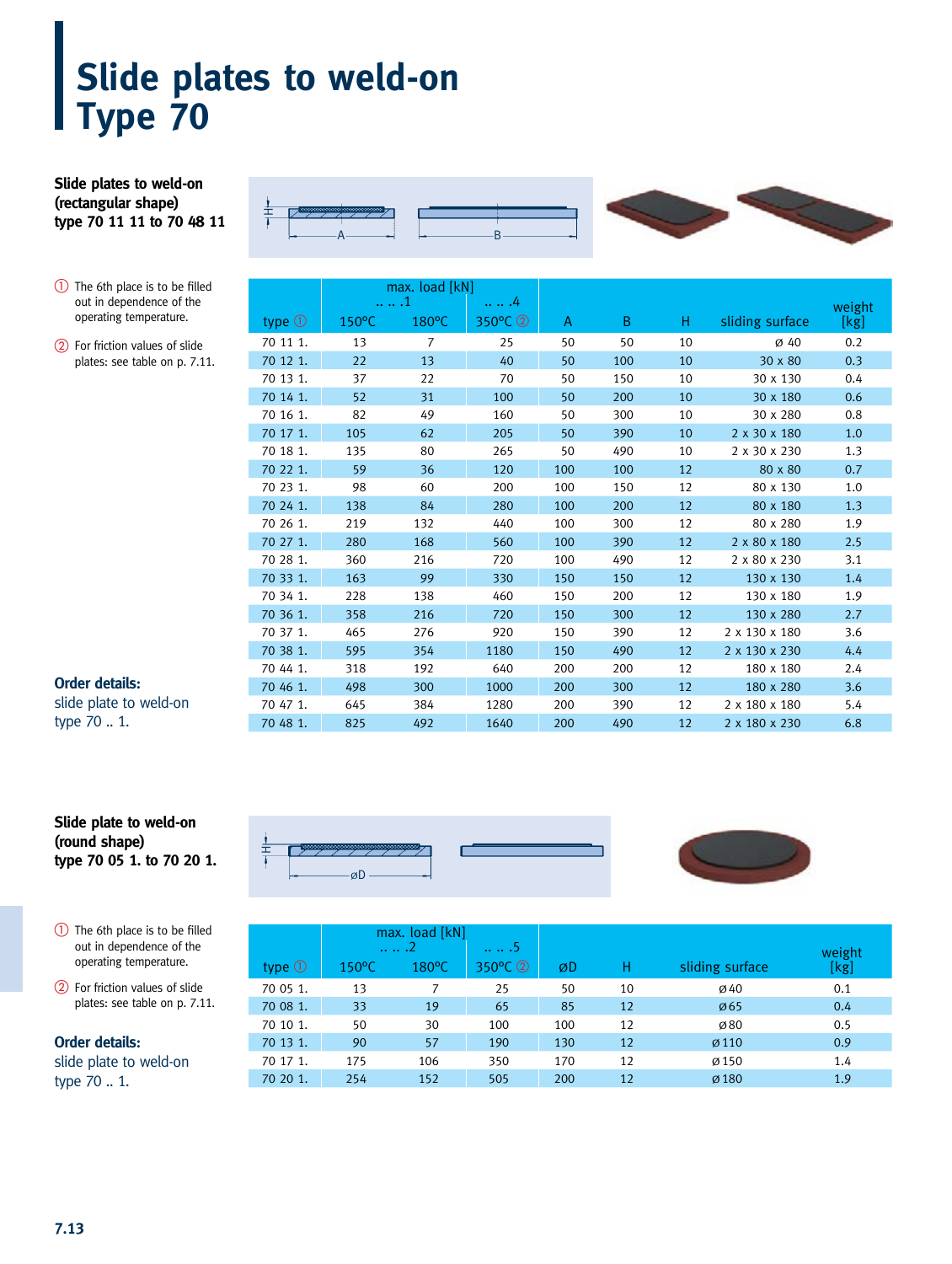# Slide plates to weld-on Type 70

**Slide plates to weld-on (rectangular shape) type 70 11 11 to 70 48 11**

① The 6th place is to be filled out in dependence of the operating temperature.

② For friction values of slide plates: see table on p. 7.11.

| type ① | max. load [kN] .. .. .1 | | .. .. .4 | A | B | H | sliding surface | weight [kg] |
|---|---|---|---|---|---|---|---|---|
| | 150°C | 180°C | 350°C ② | | | | | |
| 70 11 1. | 13 | 7 | 25 | 50 | 50 | 10 | ø 40 | 0.2 |
| 70 12 1. | 22 | 13 | 40 | 50 | 100 | 10 | 30 x 80 | 0.3 |
| 70 13 1. | 37 | 22 | 70 | 50 | 150 | 10 | 30 x 130 | 0.4 |
| 70 14 1. | 52 | 31 | 100 | 50 | 200 | 10 | 30 x 180 | 0.6 |
| 70 16 1. | 82 | 49 | 160 | 50 | 300 | 10 | 30 x 280 | 0.8 |
| 70 17 1. | 105 | 62 | 205 | 50 | 390 | 10 | 2 x 30 x 180 | 1.0 |
| 70 18 1. | 135 | 80 | 265 | 50 | 490 | 10 | 2 x 30 x 230 | 1.3 |
| 70 22 1. | 59 | 36 | 120 | 100 | 100 | 12 | 80 x 80 | 0.7 |
| 70 23 1. | 98 | 60 | 200 | 100 | 150 | 12 | 80 x 130 | 1.0 |
| 70 24 1. | 138 | 84 | 280 | 100 | 200 | 12 | 80 x 180 | 1.3 |
| 70 26 1. | 219 | 132 | 440 | 100 | 300 | 12 | 80 x 280 | 1.9 |
| 70 27 1. | 280 | 168 | 560 | 100 | 390 | 12 | 2 x 80 x 180 | 2.5 |
| 70 28 1. | 360 | 216 | 720 | 100 | 490 | 12 | 2 x 80 x 230 | 3.1 |
| 70 33 1. | 163 | 99 | 330 | 150 | 150 | 12 | 130 x 130 | 1.4 |
| 70 34 1. | 228 | 138 | 460 | 150 | 200 | 12 | 130 x 180 | 1.9 |
| 70 36 1. | 358 | 216 | 720 | 150 | 300 | 12 | 130 x 280 | 2.7 |
| 70 37 1. | 465 | 276 | 920 | 150 | 390 | 12 | 2 x 130 x 180 | 3.6 |
| 70 38 1. | 595 | 354 | 1180 | 150 | 490 | 12 | 2 x 130 x 230 | 4.4 |
| 70 44 1. | 318 | 192 | 640 | 200 | 200 | 12 | 180 x 180 | 2.4 |
| 70 46 1. | 498 | 300 | 1000 | 200 | 300 | 12 | 180 x 280 | 3.6 |
| 70 47 1. | 645 | 384 | 1280 | 200 | 390 | 12 | 2 x 180 x 180 | 5.4 |
| 70 48 1. | 825 | 492 | 1640 | 200 | 490 | 12 | 2 x 180 x 230 | 6.8 |

**Order details:**
slide plate to weld-on
type 70 .. 1.

**Slide plate to weld-on (round shape) type 70 05 1. to 70 20 1.**

① The 6th place is to be filled out in dependence of the operating temperature.

② For friction values of slide plates: see table on p. 7.11.

| type ① | max. load [kN] .. .. .2 | | .. .. .5 | øD | H | sliding surface | weight [kg] |
|---|---|---|---|---|---|---|---|
| | 150°C | 180°C | 350°C ② | | | | |
| 70 05 1. | 13 | 7 | 25 | 50 | 10 | ø40 | 0.1 |
| 70 08 1. | 33 | 19 | 65 | 85 | 12 | ø65 | 0.4 |
| 70 10 1. | 50 | 30 | 100 | 100 | 12 | ø80 | 0.5 |
| 70 13 1. | 90 | 57 | 190 | 130 | 12 | ø110 | 0.9 |
| 70 17 1. | 175 | 106 | 350 | 170 | 12 | ø150 | 1.4 |
| 70 20 1. | 254 | 152 | 505 | 200 | 12 | ø180 | 1.9 |

**Order details:**
slide plate to weld-on
type 70 .. 1.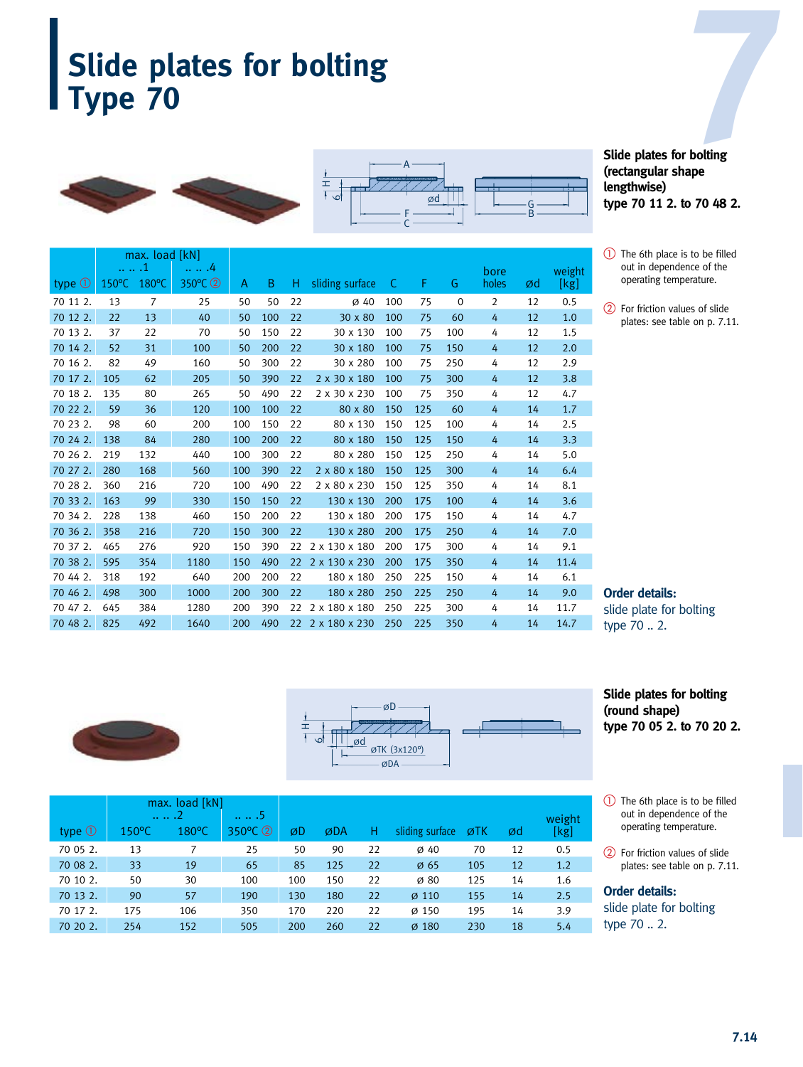# Slide plates for bolting Type 70

**Slide plates for bolting (rectangular shape lengthwise) type 70 11 2. to 70 48 2.**

| type ① | max. load [kN] .. .. .1 150°C | 180°C | .. .. .4 350°C ② | A | B | H | sliding surface | C | F | G | bore holes | ød | weight [kg] |
|---|---|---|---|---|---|---|---|---|---|---|---|---|---|
| 70 11 2. | 13 | 7 | 25 | 50 | 50 | 22 | ø 40 | 100 | 75 | 0 | 2 | 12 | 0.5 |
| 70 12 2. | 22 | 13 | 40 | 50 | 100 | 22 | 30 x 80 | 100 | 75 | 60 | 4 | 12 | 1.0 |
| 70 13 2. | 37 | 22 | 70 | 50 | 150 | 22 | 30 x 130 | 100 | 75 | 100 | 4 | 12 | 1.5 |
| 70 14 2. | 52 | 31 | 100 | 50 | 200 | 22 | 30 x 180 | 100 | 75 | 150 | 4 | 12 | 2.0 |
| 70 16 2. | 82 | 49 | 160 | 50 | 300 | 22 | 30 x 280 | 100 | 75 | 250 | 4 | 12 | 2.9 |
| 70 17 2. | 105 | 62 | 205 | 50 | 390 | 22 | 2 x 30 x 180 | 100 | 75 | 300 | 4 | 12 | 3.8 |
| 70 18 2. | 135 | 80 | 265 | 50 | 490 | 22 | 2 x 30 x 230 | 100 | 75 | 350 | 4 | 12 | 4.7 |
| 70 22 2. | 59 | 36 | 120 | 100 | 100 | 22 | 80 x 80 | 150 | 125 | 60 | 4 | 14 | 1.7 |
| 70 23 2. | 98 | 60 | 200 | 100 | 150 | 22 | 80 x 130 | 150 | 125 | 100 | 4 | 14 | 2.5 |
| 70 24 2. | 138 | 84 | 280 | 100 | 200 | 22 | 80 x 180 | 150 | 125 | 150 | 4 | 14 | 3.3 |
| 70 26 2. | 219 | 132 | 440 | 100 | 300 | 22 | 80 x 280 | 150 | 125 | 250 | 4 | 14 | 5.0 |
| 70 27 2. | 280 | 168 | 560 | 100 | 390 | 22 | 2 x 80 x 180 | 150 | 125 | 300 | 4 | 14 | 6.4 |
| 70 28 2. | 360 | 216 | 720 | 100 | 490 | 22 | 2 x 80 x 230 | 150 | 125 | 350 | 4 | 14 | 8.1 |
| 70 33 2. | 163 | 99 | 330 | 150 | 150 | 22 | 130 x 130 | 200 | 175 | 100 | 4 | 14 | 3.6 |
| 70 34 2. | 228 | 138 | 460 | 150 | 200 | 22 | 130 x 180 | 200 | 175 | 150 | 4 | 14 | 4.7 |
| 70 36 2. | 358 | 216 | 720 | 150 | 300 | 22 | 130 x 280 | 200 | 175 | 250 | 4 | 14 | 7.0 |
| 70 37 2. | 465 | 276 | 920 | 150 | 390 | 22 | 2 x 130 x 180 | 200 | 175 | 300 | 4 | 14 | 9.1 |
| 70 38 2. | 595 | 354 | 1180 | 150 | 490 | 22 | 2 x 130 x 230 | 200 | 175 | 350 | 4 | 14 | 11.4 |
| 70 44 2. | 318 | 192 | 640 | 200 | 200 | 22 | 180 x 180 | 250 | 225 | 150 | 4 | 14 | 6.1 |
| 70 46 2. | 498 | 300 | 1000 | 200 | 300 | 22 | 180 x 280 | 250 | 225 | 250 | 4 | 14 | 9.0 |
| 70 47 2. | 645 | 384 | 1280 | 200 | 390 | 22 | 2 x 180 x 180 | 250 | 225 | 300 | 4 | 14 | 11.7 |
| 70 48 2. | 825 | 492 | 1640 | 200 | 490 | 22 | 2 x 180 x 230 | 250 | 225 | 350 | 4 | 14 | 14.7 |

① The 6th place is to be filled out in dependence of the operating temperature.

② For friction values of slide plates: see table on p. 7.11.

**Order details:**
slide plate for bolting type 70 .. 2.

**Slide plates for bolting (round shape) type 70 05 2. to 70 20 2.**

| type ① | max. load [kN] .. .. .2 150°C | 180°C | .. .. .5 350°C ② | øD | øDA | H | sliding surface | øTK | ød | weight [kg] |
|---|---|---|---|---|---|---|---|---|---|---|
| 70 05 2. | 13 | 7 | 25 | 50 | 90 | 22 | ø 40 | 70 | 12 | 0.5 |
| 70 08 2. | 33 | 19 | 65 | 85 | 125 | 22 | ø 65 | 105 | 12 | 1.2 |
| 70 10 2. | 50 | 30 | 100 | 100 | 150 | 22 | ø 80 | 125 | 14 | 1.6 |
| 70 13 2. | 90 | 57 | 190 | 130 | 180 | 22 | ø 110 | 155 | 14 | 2.5 |
| 70 17 2. | 175 | 106 | 350 | 170 | 220 | 22 | ø 150 | 195 | 14 | 3.9 |
| 70 20 2. | 254 | 152 | 505 | 200 | 260 | 22 | ø 180 | 230 | 18 | 5.4 |

① The 6th place is to be filled out in dependence of the operating temperature.

② For friction values of slide plates: see table on p. 7.11.

**Order details:**
slide plate for bolting type 70 .. 2.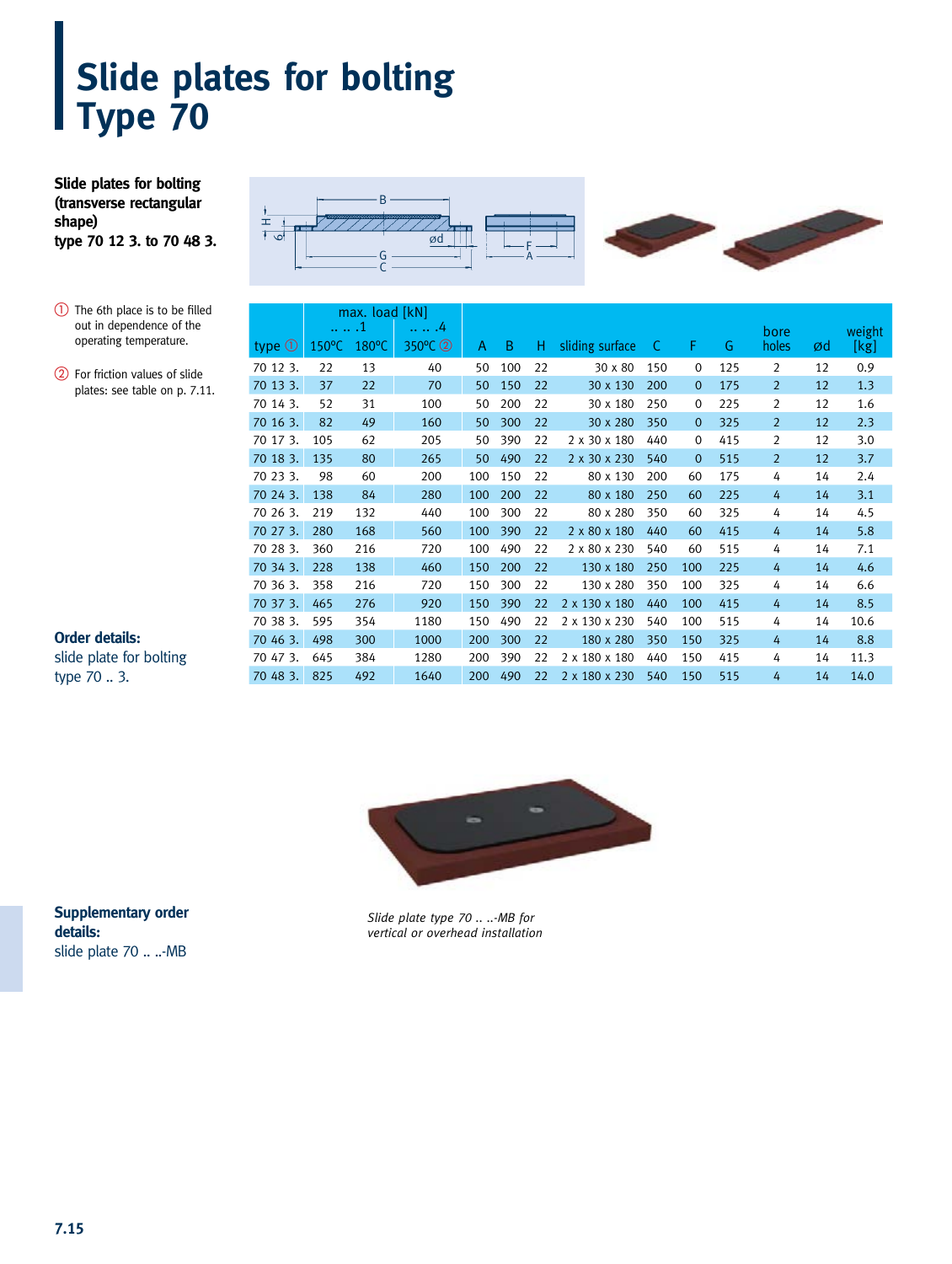# Slide plates for bolting Type 70

**Slide plates for bolting (transverse rectangular shape) type 70 12 3. to 70 48 3.**

① The 6th place is to be filled out in dependence of the operating temperature.

② For friction values of slide plates: see table on p. 7.11.

B
H
6
G
C
ød
F
A

| type ① | max. load [kN] .. .. .1 150°C | 180°C | .. .. .4 350°C ② | A | B | H | sliding surface | C | F | G | bore holes | ød | weight [kg] |
|---|---|---|---|---|---|---|---|---|---|---|---|---|---|
| 70 12 3. | 22 | 13 | 40 | 50 | 100 | 22 | 30 x 80 | 150 | 0 | 125 | 2 | 12 | 0.9 |
| 70 13 3. | 37 | 22 | 70 | 50 | 150 | 22 | 30 x 130 | 200 | 0 | 175 | 2 | 12 | 1.3 |
| 70 14 3. | 52 | 31 | 100 | 50 | 200 | 22 | 30 x 180 | 250 | 0 | 225 | 2 | 12 | 1.6 |
| 70 16 3. | 82 | 49 | 160 | 50 | 300 | 22 | 30 x 280 | 350 | 0 | 325 | 2 | 12 | 2.3 |
| 70 17 3. | 105 | 62 | 205 | 50 | 390 | 22 | 2 x 30 x 180 | 440 | 0 | 415 | 2 | 12 | 3.0 |
| 70 18 3. | 135 | 80 | 265 | 50 | 490 | 22 | 2 x 30 x 230 | 540 | 0 | 515 | 2 | 12 | 3.7 |
| 70 23 3. | 98 | 60 | 200 | 100 | 150 | 22 | 80 x 130 | 200 | 60 | 175 | 4 | 14 | 2.4 |
| 70 24 3. | 138 | 84 | 280 | 100 | 200 | 22 | 80 x 180 | 250 | 60 | 225 | 4 | 14 | 3.1 |
| 70 26 3. | 219 | 132 | 440 | 100 | 300 | 22 | 80 x 280 | 350 | 60 | 325 | 4 | 14 | 4.5 |
| 70 27 3. | 280 | 168 | 560 | 100 | 390 | 22 | 2 x 80 x 180 | 440 | 60 | 415 | 4 | 14 | 5.8 |
| 70 28 3. | 360 | 216 | 720 | 100 | 490 | 22 | 2 x 80 x 230 | 540 | 60 | 515 | 4 | 14 | 7.1 |
| 70 34 3. | 228 | 138 | 460 | 150 | 200 | 22 | 130 x 180 | 250 | 100 | 225 | 4 | 14 | 4.6 |
| 70 36 3. | 358 | 216 | 720 | 150 | 300 | 22 | 130 x 280 | 350 | 100 | 325 | 4 | 14 | 6.6 |
| 70 37 3. | 465 | 276 | 920 | 150 | 390 | 22 | 2 x 130 x 180 | 440 | 100 | 415 | 4 | 14 | 8.5 |
| 70 38 3. | 595 | 354 | 1180 | 150 | 490 | 22 | 2 x 130 x 230 | 540 | 100 | 515 | 4 | 14 | 10.6 |
| 70 46 3. | 498 | 300 | 1000 | 200 | 300 | 22 | 180 x 280 | 350 | 150 | 325 | 4 | 14 | 8.8 |
| 70 47 3. | 645 | 384 | 1280 | 200 | 390 | 22 | 2 x 180 x 180 | 440 | 150 | 415 | 4 | 14 | 11.3 |
| 70 48 3. | 825 | 492 | 1640 | 200 | 490 | 22 | 2 x 180 x 230 | 540 | 150 | 515 | 4 | 14 | 14.0 |

**Order details:**
slide plate for bolting
type 70 .. 3.

*Slide plate type 70 .. ..-MB for vertical or overhead installation*

**Supplementary order details:**
slide plate 70 .. ..-MB